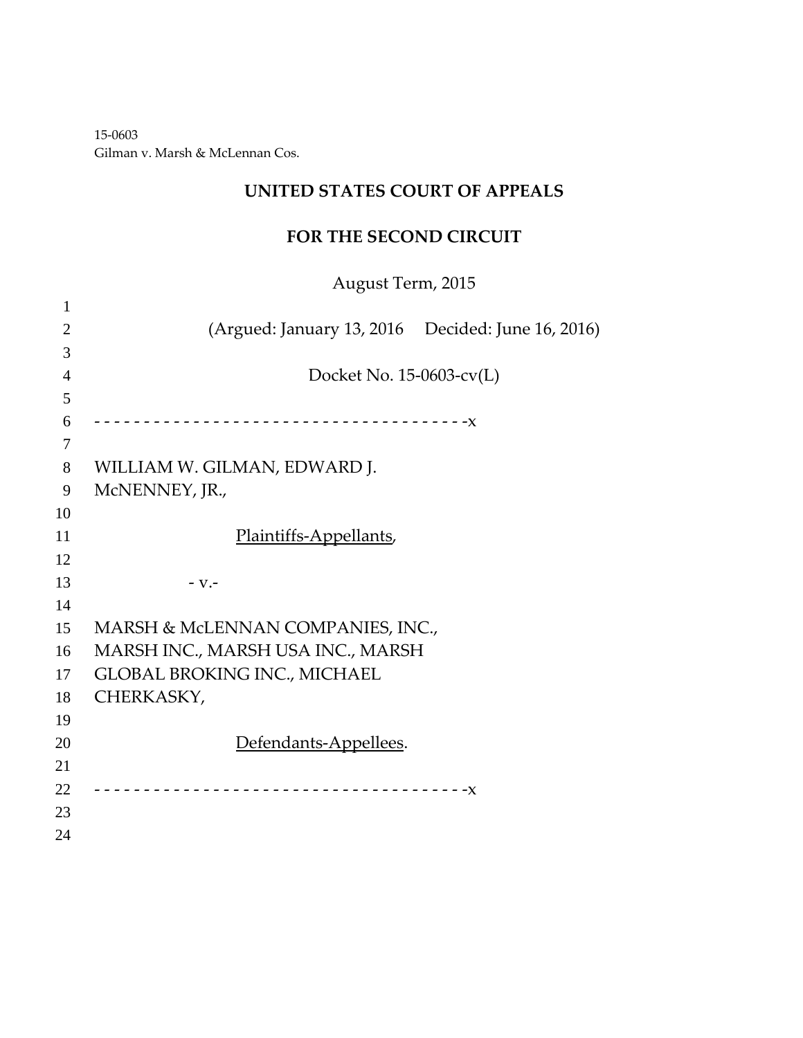15-0603
Gilman v. Marsh & McLennan Cos.

# UNITED STATES COURT OF APPEALS

# FOR THE SECOND CIRCUIT

August Term, 2015

(Argued: January 13, 2016 Decided: June 16, 2016)

Docket No. 15-0603-cv(L)

- - - - - - - - - - - - - - - - - - - - - - - - - - - - - - - - - - - - - - -x

WILLIAM W. GILMAN, EDWARD J. McNENNEY, JR.,

Plaintiffs-Appellants,

- v.-

MARSH & McLENNAN COMPANIES, INC., MARSH INC., MARSH USA INC., MARSH GLOBAL BROKING INC., MICHAEL CHERKASKY,

Defendants-Appellees.

- - - - - - - - - - - - - - - - - - - - - - - - - - - - - - - - - - - - - - -x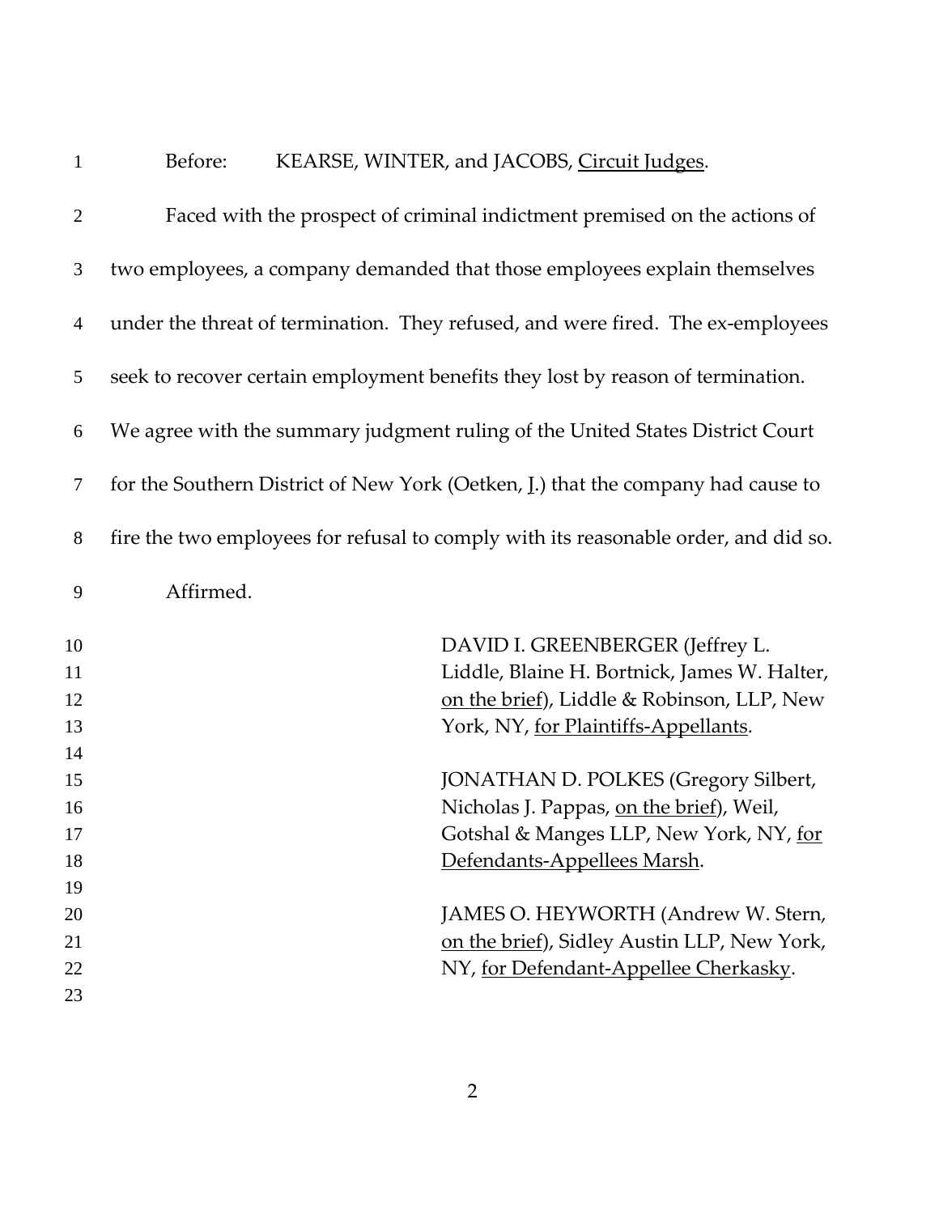Before: KEARSE, WINTER, and JACOBS, Circuit Judges.

Faced with the prospect of criminal indictment premised on the actions of two employees, a company demanded that those employees explain themselves under the threat of termination. They refused, and were fired. The ex-employees seek to recover certain employment benefits they lost by reason of termination. We agree with the summary judgment ruling of the United States District Court for the Southern District of New York (Oetken, J.) that the company had cause to fire the two employees for refusal to comply with its reasonable order, and did so.

Affirmed.

DAVID I. GREENBERGER (Jeffrey L. Liddle, Blaine H. Bortnick, James W. Halter, on the brief), Liddle & Robinson, LLP, New York, NY, for Plaintiffs-Appellants.

JONATHAN D. POLKES (Gregory Silbert, Nicholas J. Pappas, on the brief), Weil, Gotshal & Manges LLP, New York, NY, for Defendants-Appellees Marsh.

JAMES O. HEYWORTH (Andrew W. Stern, on the brief), Sidley Austin LLP, New York, NY, for Defendant-Appellee Cherkasky.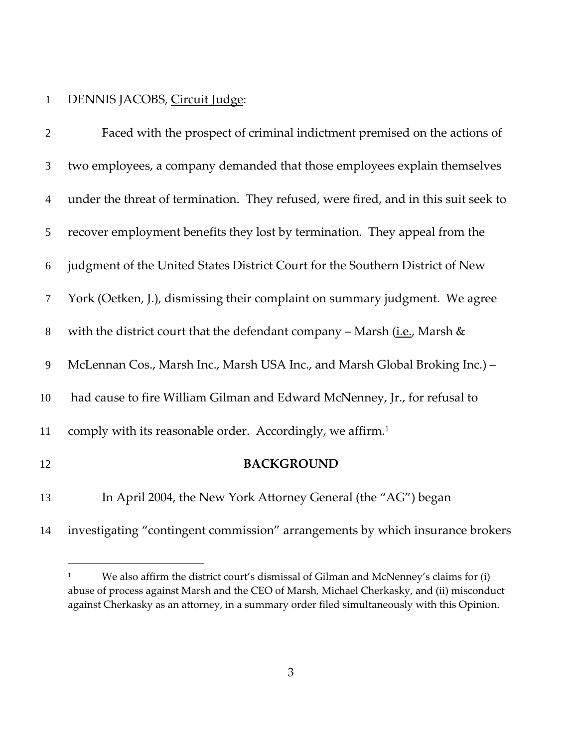DENNIS JACOBS, Circuit Judge:

Faced with the prospect of criminal indictment premised on the actions of two employees, a company demanded that those employees explain themselves under the threat of termination. They refused, were fired, and in this suit seek to recover employment benefits they lost by termination. They appeal from the judgment of the United States District Court for the Southern District of New York (Oetken, J.), dismissing their complaint on summary judgment. We agree with the district court that the defendant company – Marsh (i.e., Marsh & McLennan Cos., Marsh Inc., Marsh USA Inc., and Marsh Global Broking Inc.) – had cause to fire William Gilman and Edward McNenney, Jr., for refusal to comply with its reasonable order. Accordingly, we affirm.[1]

## BACKGROUND

In April 2004, the New York Attorney General (the "AG") began investigating "contingent commission" arrangements by which insurance brokers

[1] We also affirm the district court's dismissal of Gilman and McNenney's claims for (i) abuse of process against Marsh and the CEO of Marsh, Michael Cherkasky, and (ii) misconduct against Cherkasky as an attorney, in a summary order filed simultaneously with this Opinion.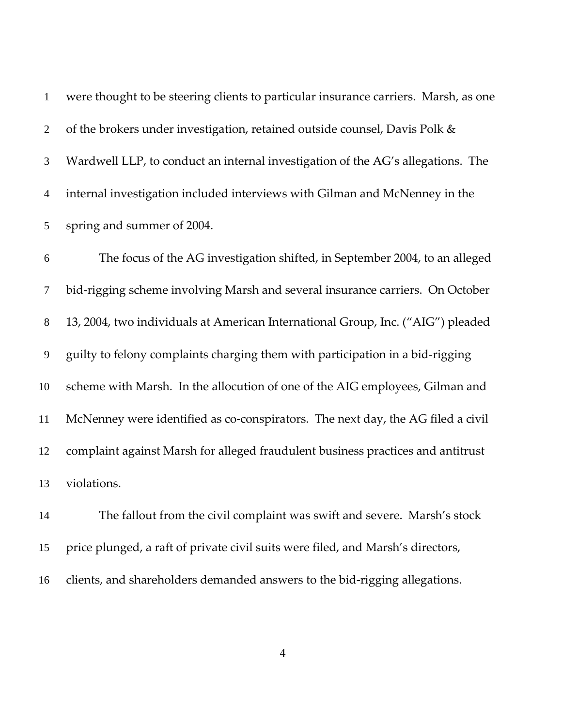were thought to be steering clients to particular insurance carriers. Marsh, as one of the brokers under investigation, retained outside counsel, Davis Polk & Wardwell LLP, to conduct an internal investigation of the AG's allegations. The internal investigation included interviews with Gilman and McNenney in the spring and summer of 2004.

The focus of the AG investigation shifted, in September 2004, to an alleged bid-rigging scheme involving Marsh and several insurance carriers. On October 13, 2004, two individuals at American International Group, Inc. ("AIG") pleaded guilty to felony complaints charging them with participation in a bid-rigging scheme with Marsh. In the allocution of one of the AIG employees, Gilman and McNenney were identified as co-conspirators. The next day, the AG filed a civil complaint against Marsh for alleged fraudulent business practices and antitrust violations.

The fallout from the civil complaint was swift and severe. Marsh's stock price plunged, a raft of private civil suits were filed, and Marsh's directors, clients, and shareholders demanded answers to the bid-rigging allegations.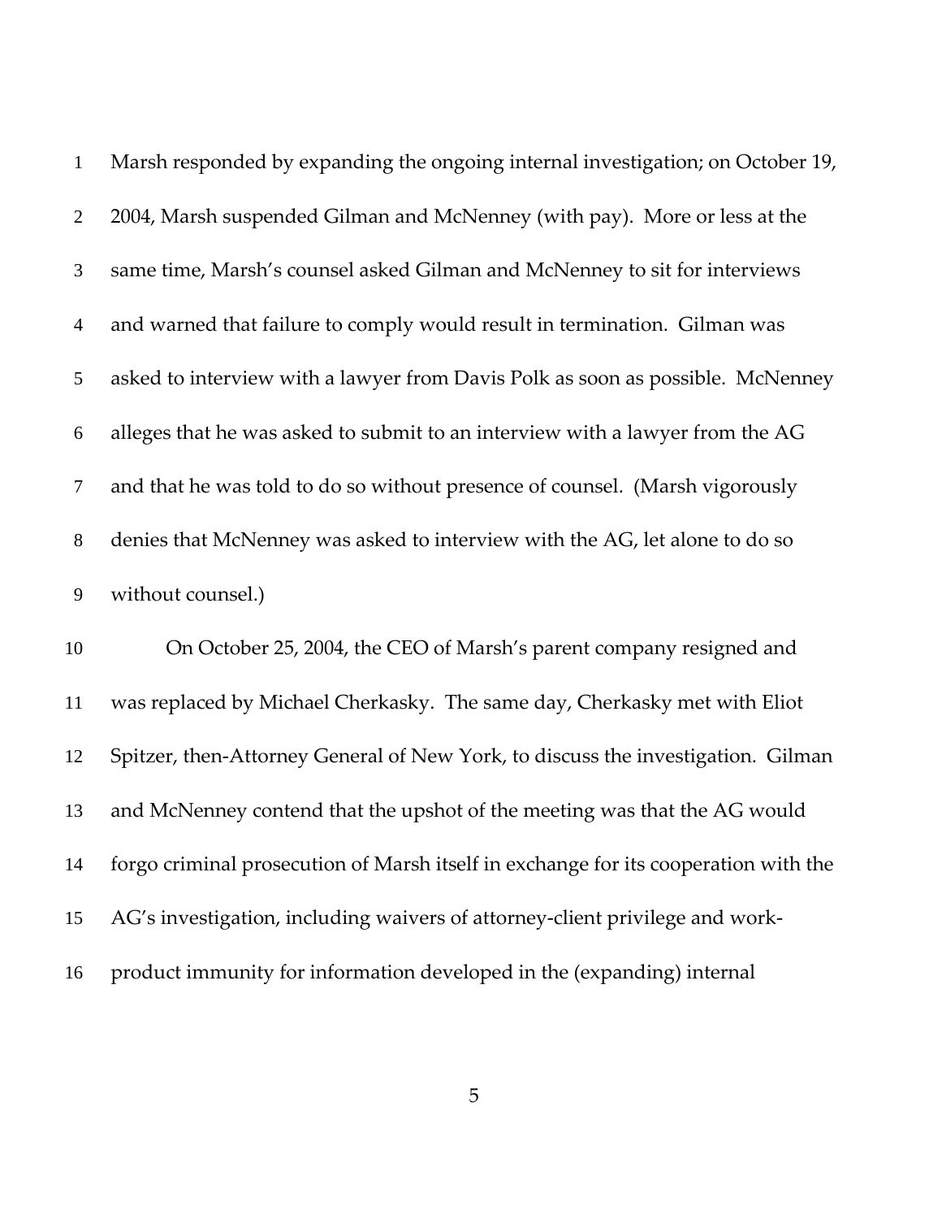Marsh responded by expanding the ongoing internal investigation; on October 19, 2004, Marsh suspended Gilman and McNenney (with pay). More or less at the same time, Marsh's counsel asked Gilman and McNenney to sit for interviews and warned that failure to comply would result in termination. Gilman was asked to interview with a lawyer from Davis Polk as soon as possible. McNenney alleges that he was asked to submit to an interview with a lawyer from the AG and that he was told to do so without presence of counsel. (Marsh vigorously denies that McNenney was asked to interview with the AG, let alone to do so without counsel.)

On October 25, 2004, the CEO of Marsh's parent company resigned and was replaced by Michael Cherkasky. The same day, Cherkasky met with Eliot Spitzer, then-Attorney General of New York, to discuss the investigation. Gilman and McNenney contend that the upshot of the meeting was that the AG would forgo criminal prosecution of Marsh itself in exchange for its cooperation with the AG's investigation, including waivers of attorney-client privilege and work-product immunity for information developed in the (expanding) internal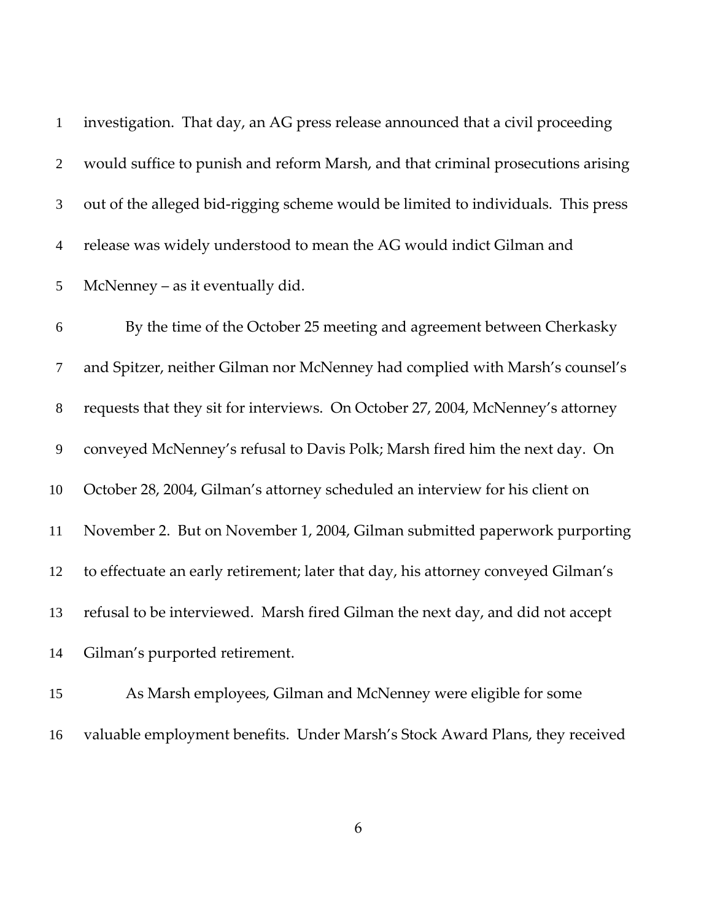investigation. That day, an AG press release announced that a civil proceeding would suffice to punish and reform Marsh, and that criminal prosecutions arising out of the alleged bid-rigging scheme would be limited to individuals. This press release was widely understood to mean the AG would indict Gilman and McNenney – as it eventually did.

By the time of the October 25 meeting and agreement between Cherkasky and Spitzer, neither Gilman nor McNenney had complied with Marsh's counsel's requests that they sit for interviews. On October 27, 2004, McNenney's attorney conveyed McNenney's refusal to Davis Polk; Marsh fired him the next day. On October 28, 2004, Gilman's attorney scheduled an interview for his client on November 2. But on November 1, 2004, Gilman submitted paperwork purporting to effectuate an early retirement; later that day, his attorney conveyed Gilman's refusal to be interviewed. Marsh fired Gilman the next day, and did not accept Gilman's purported retirement.

As Marsh employees, Gilman and McNenney were eligible for some valuable employment benefits. Under Marsh's Stock Award Plans, they received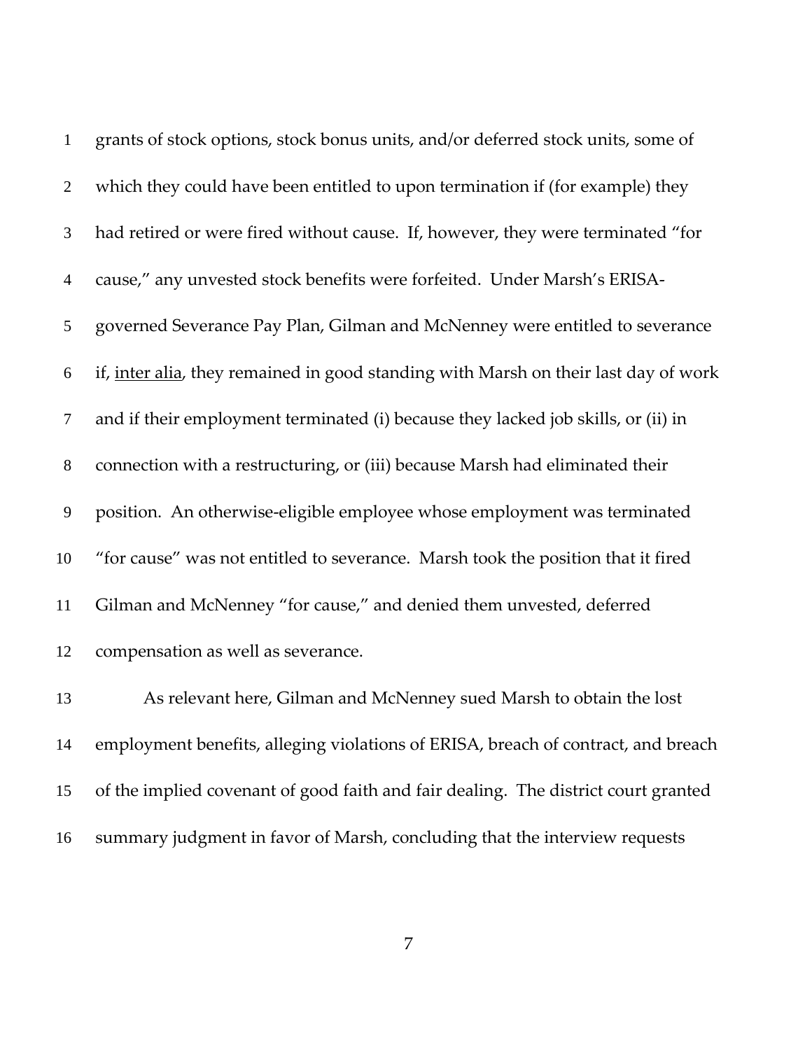grants of stock options, stock bonus units, and/or deferred stock units, some of which they could have been entitled to upon termination if (for example) they had retired or were fired without cause. If, however, they were terminated "for cause," any unvested stock benefits were forfeited. Under Marsh's ERISA-governed Severance Pay Plan, Gilman and McNenney were entitled to severance if, inter alia, they remained in good standing with Marsh on their last day of work and if their employment terminated (i) because they lacked job skills, or (ii) in connection with a restructuring, or (iii) because Marsh had eliminated their position. An otherwise-eligible employee whose employment was terminated "for cause" was not entitled to severance. Marsh took the position that it fired Gilman and McNenney "for cause," and denied them unvested, deferred compensation as well as severance.

As relevant here, Gilman and McNenney sued Marsh to obtain the lost employment benefits, alleging violations of ERISA, breach of contract, and breach of the implied covenant of good faith and fair dealing. The district court granted summary judgment in favor of Marsh, concluding that the interview requests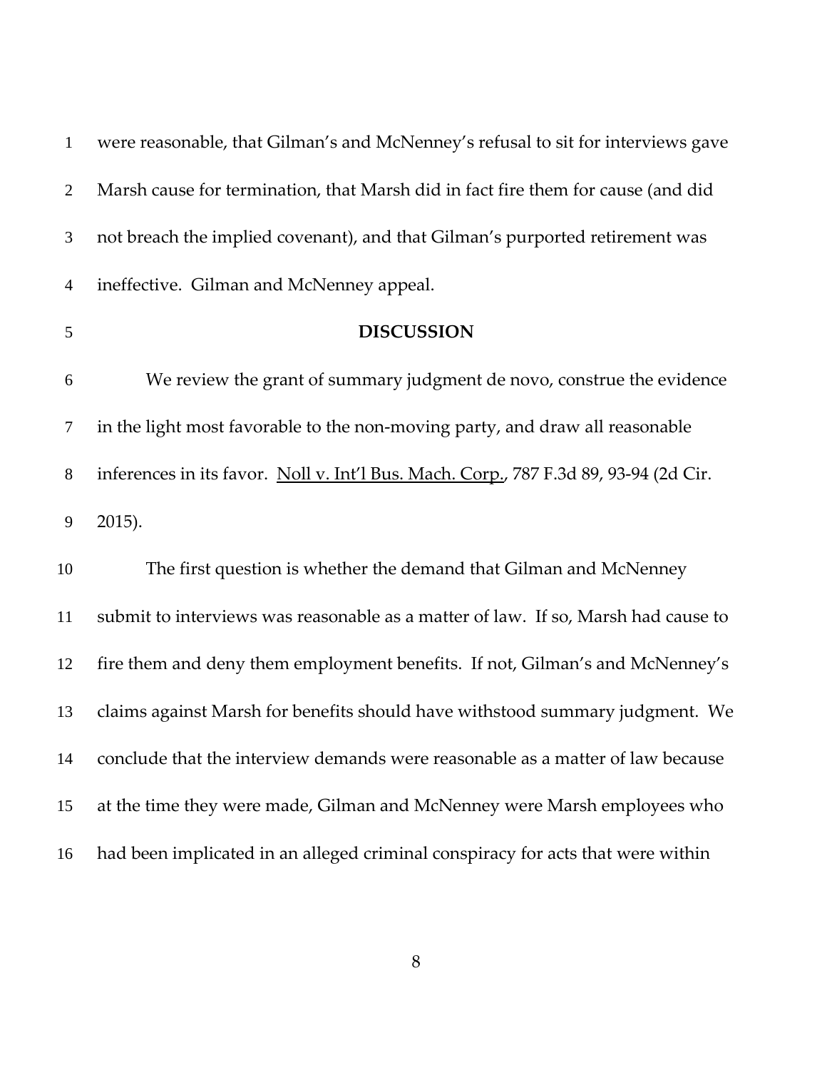were reasonable, that Gilman's and McNenney's refusal to sit for interviews gave Marsh cause for termination, that Marsh did in fact fire them for cause (and did not breach the implied covenant), and that Gilman's purported retirement was ineffective. Gilman and McNenney appeal.

## DISCUSSION

We review the grant of summary judgment de novo, construe the evidence in the light most favorable to the non-moving party, and draw all reasonable inferences in its favor. Noll v. Int'l Bus. Mach. Corp., 787 F.3d 89, 93-94 (2d Cir. 2015).

The first question is whether the demand that Gilman and McNenney submit to interviews was reasonable as a matter of law. If so, Marsh had cause to fire them and deny them employment benefits. If not, Gilman's and McNenney's claims against Marsh for benefits should have withstood summary judgment. We conclude that the interview demands were reasonable as a matter of law because at the time they were made, Gilman and McNenney were Marsh employees who had been implicated in an alleged criminal conspiracy for acts that were within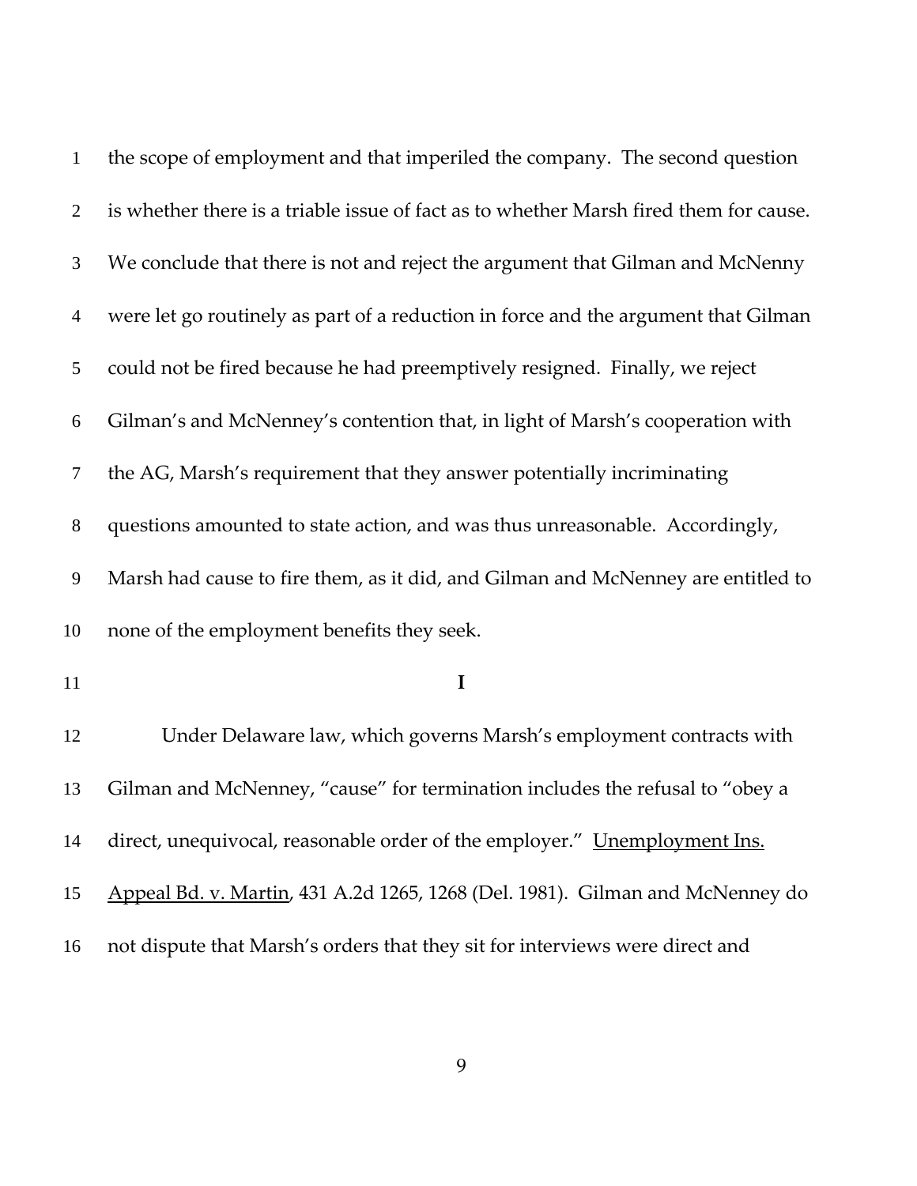the scope of employment and that imperiled the company. The second question is whether there is a triable issue of fact as to whether Marsh fired them for cause. We conclude that there is not and reject the argument that Gilman and McNenny were let go routinely as part of a reduction in force and the argument that Gilman could not be fired because he had preemptively resigned. Finally, we reject Gilman's and McNenney's contention that, in light of Marsh's cooperation with the AG, Marsh's requirement that they answer potentially incriminating questions amounted to state action, and was thus unreasonable. Accordingly, Marsh had cause to fire them, as it did, and Gilman and McNenney are entitled to none of the employment benefits they seek.

## I

Under Delaware law, which governs Marsh's employment contracts with Gilman and McNenney, "cause" for termination includes the refusal to "obey a direct, unequivocal, reasonable order of the employer." Unemployment Ins. Appeal Bd. v. Martin, 431 A.2d 1265, 1268 (Del. 1981). Gilman and McNenney do not dispute that Marsh's orders that they sit for interviews were direct and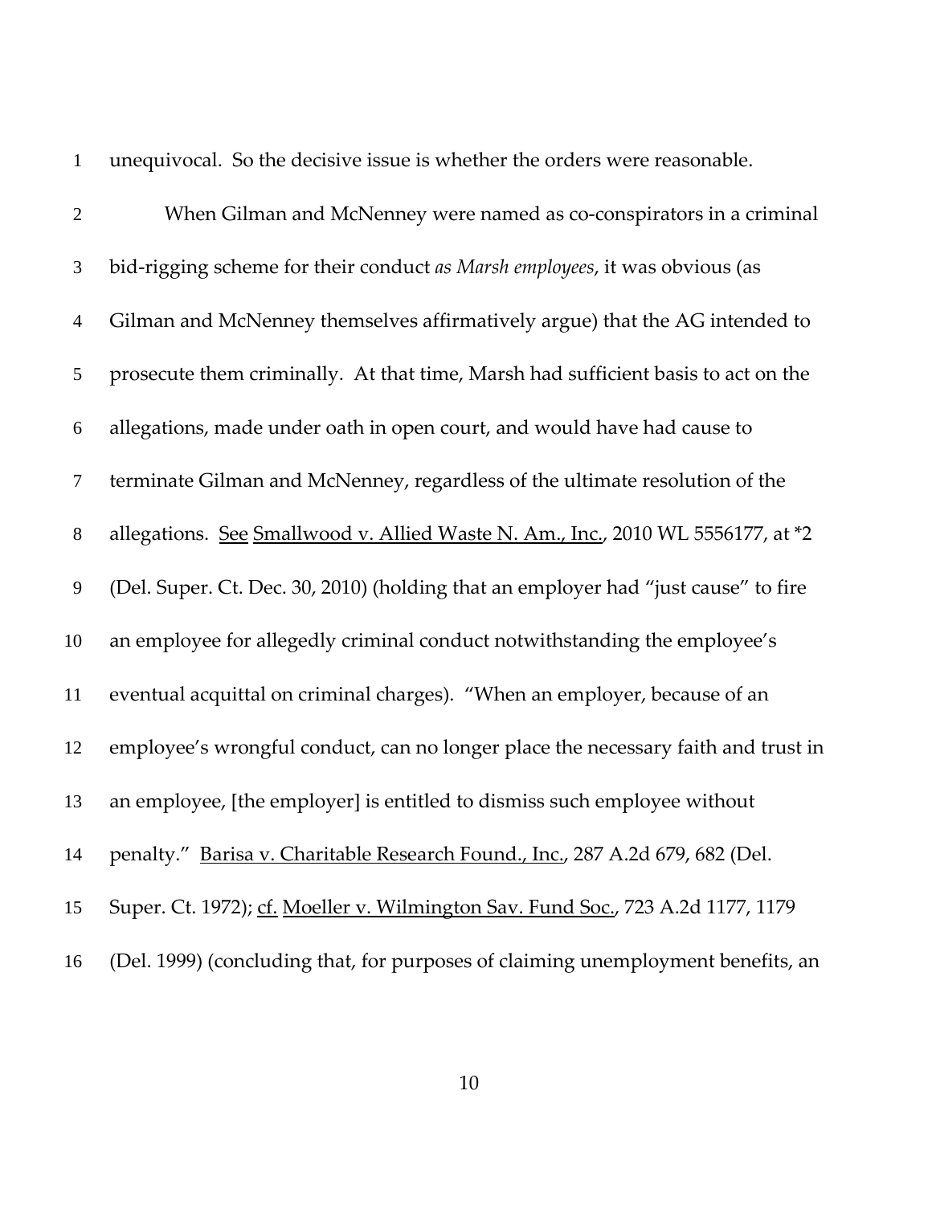unequivocal. So the decisive issue is whether the orders were reasonable.

When Gilman and McNenney were named as co-conspirators in a criminal bid-rigging scheme for their conduct *as Marsh employees*, it was obvious (as Gilman and McNenney themselves affirmatively argue) that the AG intended to prosecute them criminally. At that time, Marsh had sufficient basis to act on the allegations, made under oath in open court, and would have had cause to terminate Gilman and McNenney, regardless of the ultimate resolution of the allegations. See Smallwood v. Allied Waste N. Am., Inc., 2010 WL 5556177, at *2 (Del. Super. Ct. Dec. 30, 2010) (holding that an employer had "just cause" to fire an employee for allegedly criminal conduct notwithstanding the employee's eventual acquittal on criminal charges). "When an employer, because of an employee's wrongful conduct, can no longer place the necessary faith and trust in an employee, [the employer] is entitled to dismiss such employee without penalty." Barisa v. Charitable Research Found., Inc., 287 A.2d 679, 682 (Del. Super. Ct. 1972); cf. Moeller v. Wilmington Sav. Fund Soc., 723 A.2d 1177, 1179 (Del. 1999) (concluding that, for purposes of claiming unemployment benefits, an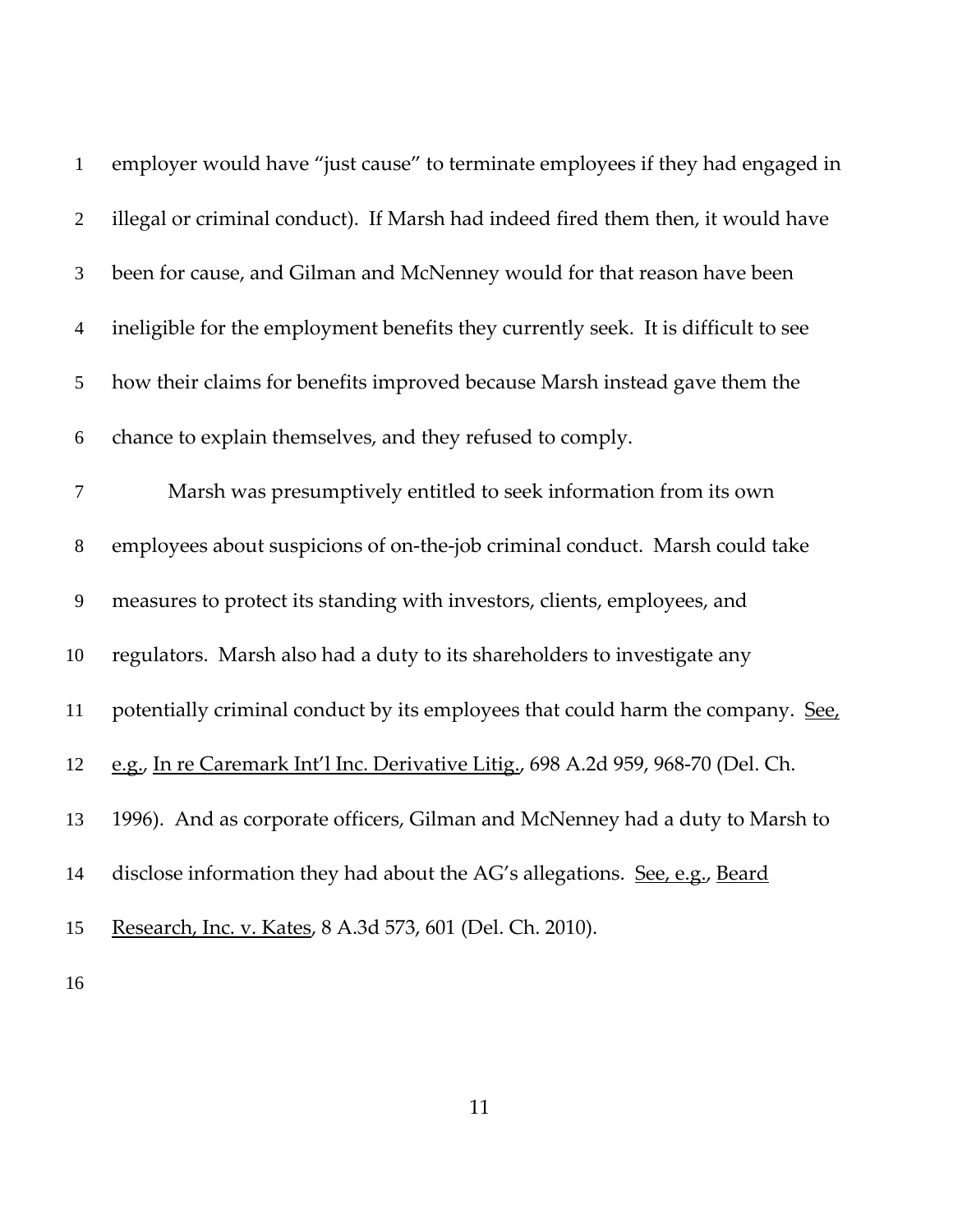employer would have "just cause" to terminate employees if they had engaged in illegal or criminal conduct). If Marsh had indeed fired them then, it would have been for cause, and Gilman and McNenney would for that reason have been ineligible for the employment benefits they currently seek. It is difficult to see how their claims for benefits improved because Marsh instead gave them the chance to explain themselves, and they refused to comply.

Marsh was presumptively entitled to seek information from its own employees about suspicions of on-the-job criminal conduct. Marsh could take measures to protect its standing with investors, clients, employees, and regulators. Marsh also had a duty to its shareholders to investigate any potentially criminal conduct by its employees that could harm the company. See, e.g., In re Caremark Int'l Inc. Derivative Litig., 698 A.2d 959, 968-70 (Del. Ch. 1996). And as corporate officers, Gilman and McNenney had a duty to Marsh to disclose information they had about the AG's allegations. See, e.g., Beard Research, Inc. v. Kates, 8 A.3d 573, 601 (Del. Ch. 2010).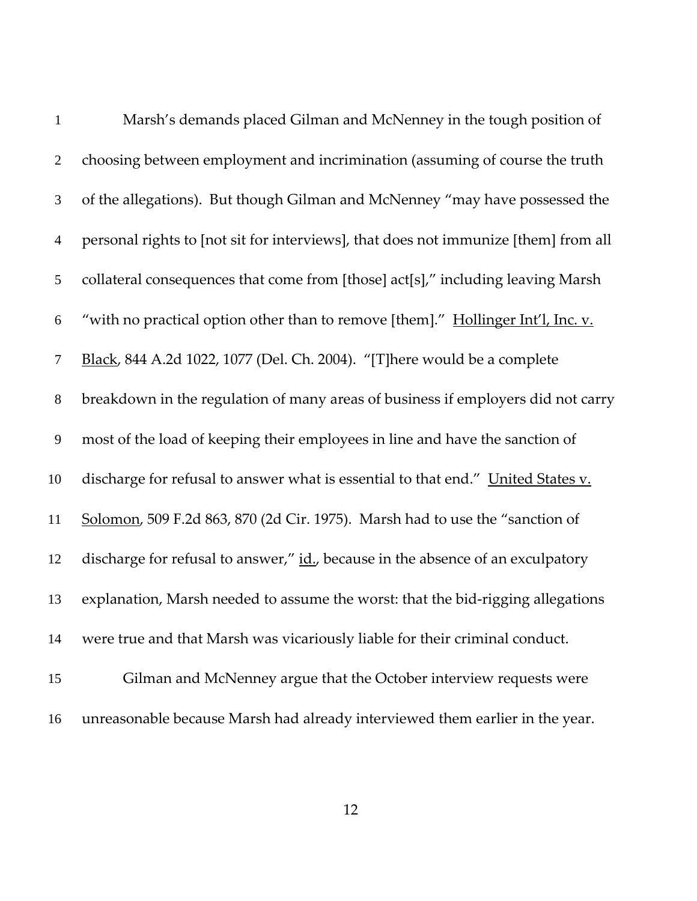Marsh's demands placed Gilman and McNenney in the tough position of choosing between employment and incrimination (assuming of course the truth of the allegations). But though Gilman and McNenney "may have possessed the personal rights to [not sit for interviews], that does not immunize [them] from all collateral consequences that come from [those] act[s]," including leaving Marsh "with no practical option other than to remove [them]." Hollinger Int'l, Inc. v. Black, 844 A.2d 1022, 1077 (Del. Ch. 2004). "[T]here would be a complete breakdown in the regulation of many areas of business if employers did not carry most of the load of keeping their employees in line and have the sanction of discharge for refusal to answer what is essential to that end." United States v. Solomon, 509 F.2d 863, 870 (2d Cir. 1975). Marsh had to use the "sanction of discharge for refusal to answer," id., because in the absence of an exculpatory explanation, Marsh needed to assume the worst: that the bid-rigging allegations were true and that Marsh was vicariously liable for their criminal conduct.

Gilman and McNenney argue that the October interview requests were unreasonable because Marsh had already interviewed them earlier in the year.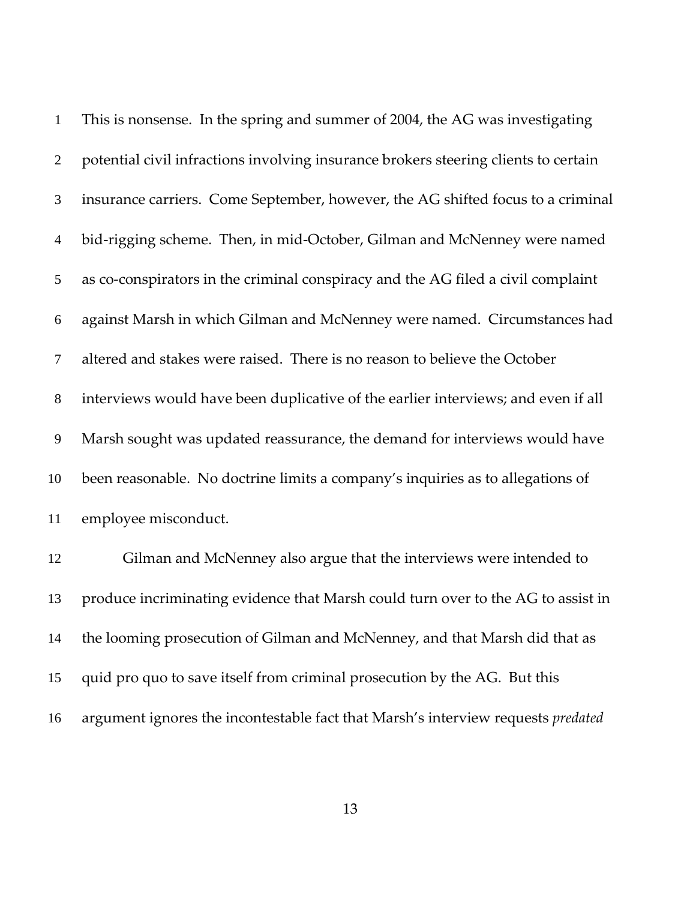This is nonsense. In the spring and summer of 2004, the AG was investigating potential civil infractions involving insurance brokers steering clients to certain insurance carriers. Come September, however, the AG shifted focus to a criminal bid-rigging scheme. Then, in mid-October, Gilman and McNenney were named as co-conspirators in the criminal conspiracy and the AG filed a civil complaint against Marsh in which Gilman and McNenney were named. Circumstances had altered and stakes were raised. There is no reason to believe the October interviews would have been duplicative of the earlier interviews; and even if all Marsh sought was updated reassurance, the demand for interviews would have been reasonable. No doctrine limits a company's inquiries as to allegations of employee misconduct.

Gilman and McNenney also argue that the interviews were intended to produce incriminating evidence that Marsh could turn over to the AG to assist in the looming prosecution of Gilman and McNenney, and that Marsh did that as quid pro quo to save itself from criminal prosecution by the AG. But this argument ignores the incontestable fact that Marsh's interview requests *predated*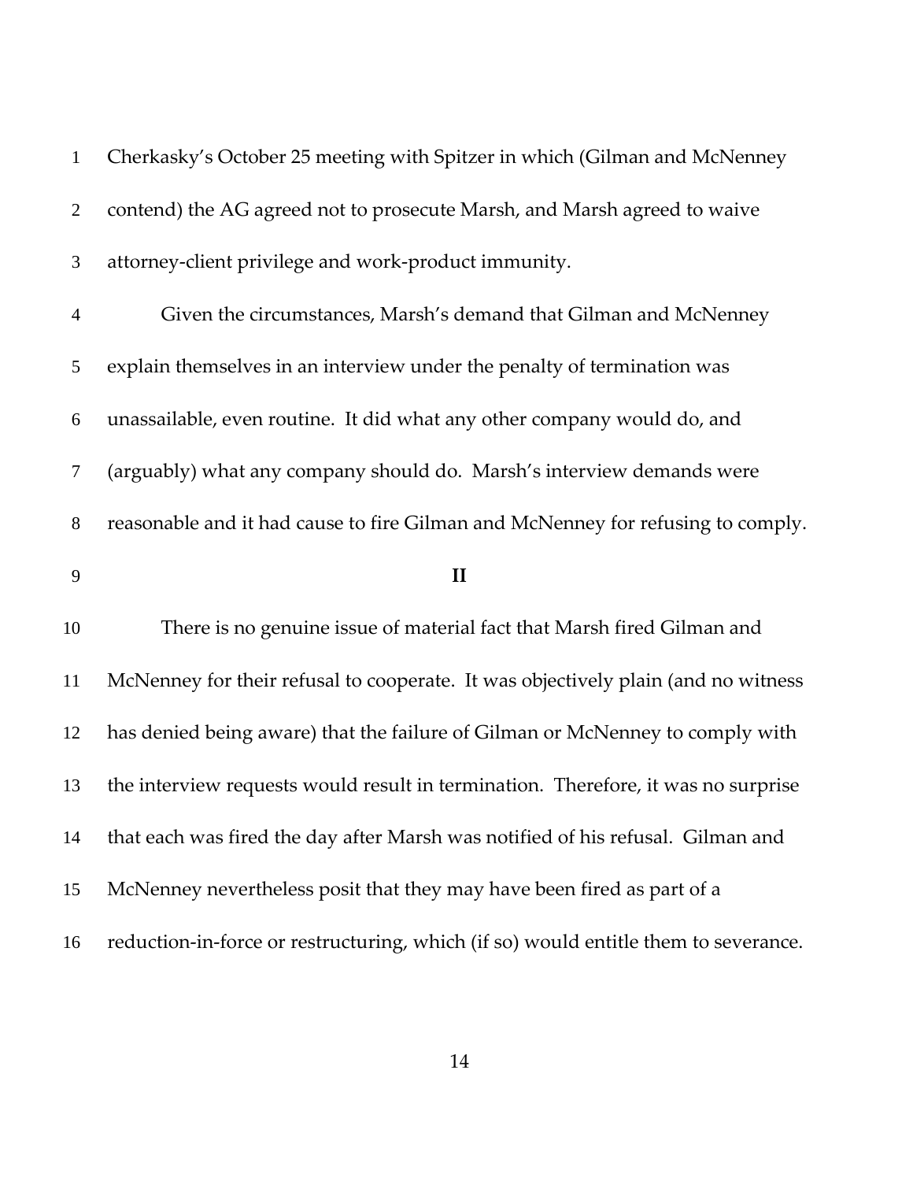Cherkasky's October 25 meeting with Spitzer in which (Gilman and McNenney contend) the AG agreed not to prosecute Marsh, and Marsh agreed to waive attorney-client privilege and work-product immunity.

Given the circumstances, Marsh's demand that Gilman and McNenney explain themselves in an interview under the penalty of termination was unassailable, even routine. It did what any other company would do, and (arguably) what any company should do. Marsh's interview demands were reasonable and it had cause to fire Gilman and McNenney for refusing to comply.

## II

There is no genuine issue of material fact that Marsh fired Gilman and McNenney for their refusal to cooperate. It was objectively plain (and no witness has denied being aware) that the failure of Gilman or McNenney to comply with the interview requests would result in termination. Therefore, it was no surprise that each was fired the day after Marsh was notified of his refusal. Gilman and McNenney nevertheless posit that they may have been fired as part of a reduction-in-force or restructuring, which (if so) would entitle them to severance.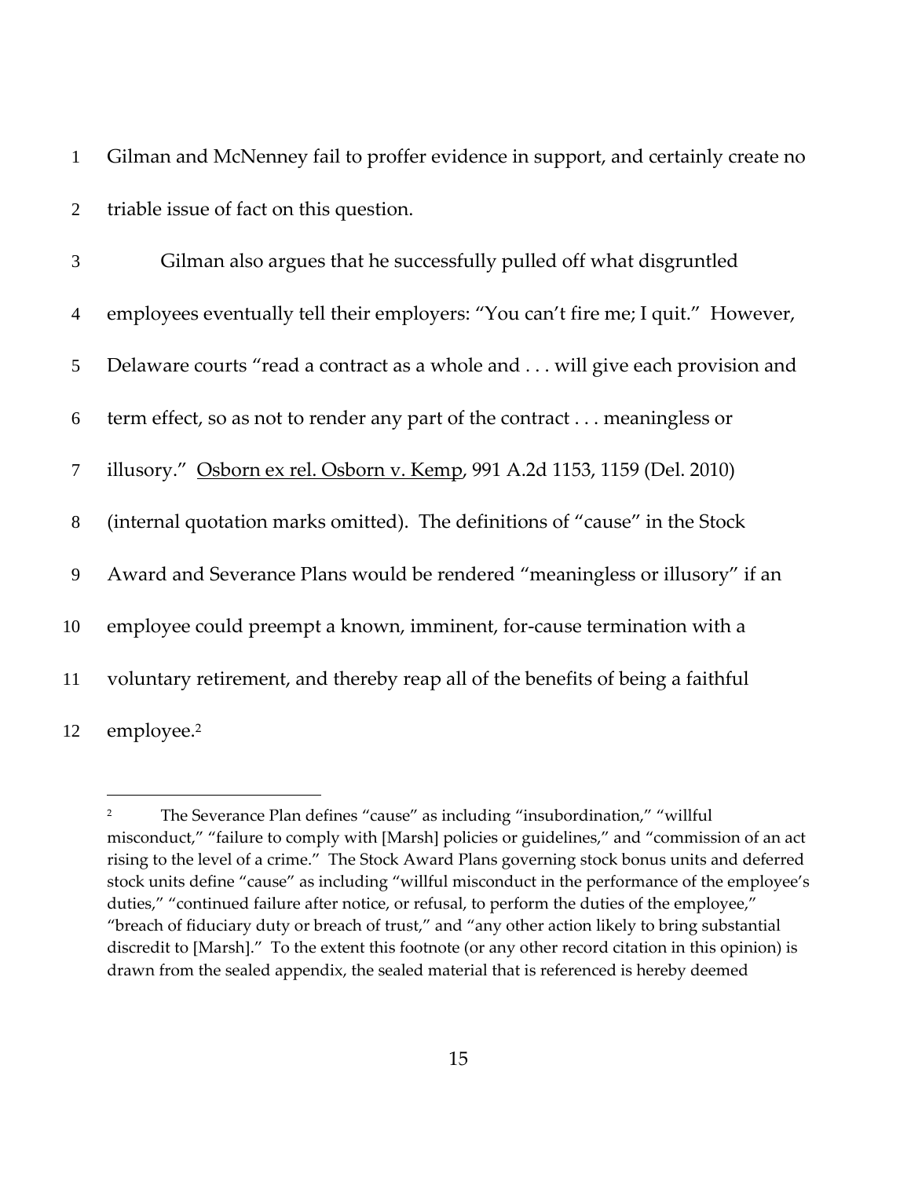Gilman and McNenney fail to proffer evidence in support, and certainly create no triable issue of fact on this question.

Gilman also argues that he successfully pulled off what disgruntled employees eventually tell their employers: "You can't fire me; I quit." However, Delaware courts "read a contract as a whole and . . . will give each provision and term effect, so as not to render any part of the contract . . . meaningless or illusory." Osborn ex rel. Osborn v. Kemp, 991 A.2d 1153, 1159 (Del. 2010) (internal quotation marks omitted). The definitions of "cause" in the Stock Award and Severance Plans would be rendered "meaningless or illusory" if an employee could preempt a known, imminent, for-cause termination with a voluntary retirement, and thereby reap all of the benefits of being a faithful employee.[2]

---

[2] The Severance Plan defines "cause" as including "insubordination," "willful misconduct," "failure to comply with [Marsh] policies or guidelines," and "commission of an act rising to the level of a crime." The Stock Award Plans governing stock bonus units and deferred stock units define "cause" as including "willful misconduct in the performance of the employee's duties," "continued failure after notice, or refusal, to perform the duties of the employee," "breach of fiduciary duty or breach of trust," and "any other action likely to bring substantial discredit to [Marsh]." To the extent this footnote (or any other record citation in this opinion) is drawn from the sealed appendix, the sealed material that is referenced is hereby deemed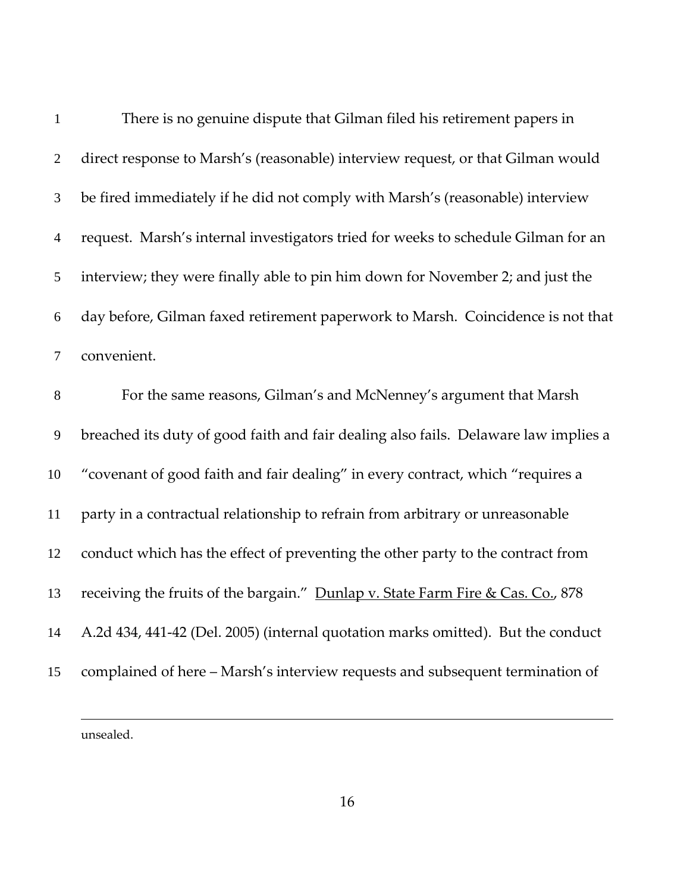There is no genuine dispute that Gilman filed his retirement papers in direct response to Marsh's (reasonable) interview request, or that Gilman would be fired immediately if he did not comply with Marsh's (reasonable) interview request. Marsh's internal investigators tried for weeks to schedule Gilman for an interview; they were finally able to pin him down for November 2; and just the day before, Gilman faxed retirement paperwork to Marsh. Coincidence is not that convenient.

For the same reasons, Gilman's and McNenney's argument that Marsh breached its duty of good faith and fair dealing also fails. Delaware law implies a "covenant of good faith and fair dealing" in every contract, which "requires a party in a contractual relationship to refrain from arbitrary or unreasonable conduct which has the effect of preventing the other party to the contract from receiving the fruits of the bargain." Dunlap v. State Farm Fire & Cas. Co., 878 A.2d 434, 441-42 (Del. 2005) (internal quotation marks omitted). But the conduct complained of here – Marsh's interview requests and subsequent termination of

---

unsealed.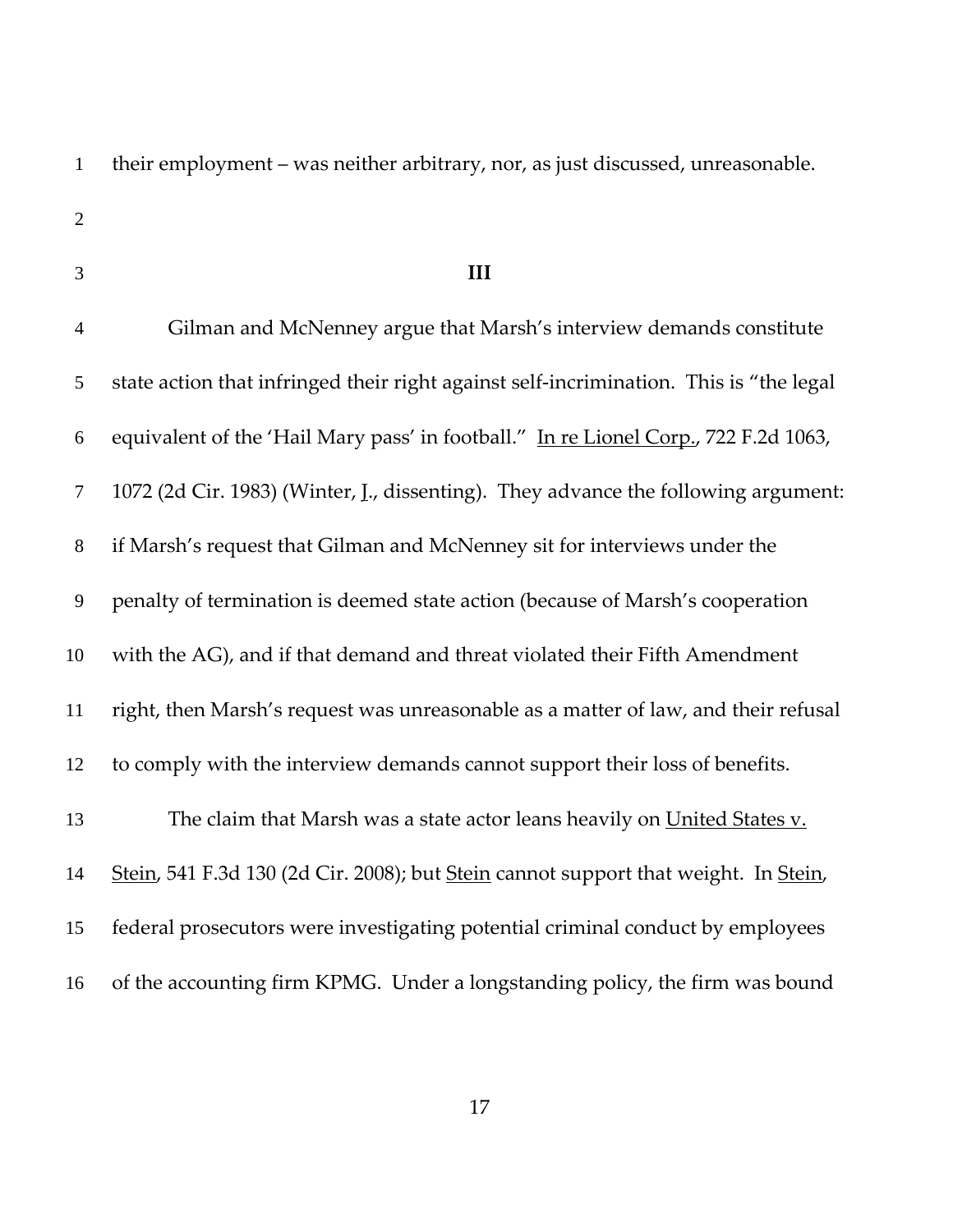their employment – was neither arbitrary, nor, as just discussed, unreasonable.

**III**

Gilman and McNenney argue that Marsh's interview demands constitute state action that infringed their right against self-incrimination. This is "the legal equivalent of the 'Hail Mary pass' in football." In re Lionel Corp., 722 F.2d 1063, 1072 (2d Cir. 1983) (Winter, J., dissenting). They advance the following argument: if Marsh's request that Gilman and McNenney sit for interviews under the penalty of termination is deemed state action (because of Marsh's cooperation with the AG), and if that demand and threat violated their Fifth Amendment right, then Marsh's request was unreasonable as a matter of law, and their refusal to comply with the interview demands cannot support their loss of benefits.

The claim that Marsh was a state actor leans heavily on United States v. Stein, 541 F.3d 130 (2d Cir. 2008); but Stein cannot support that weight. In Stein, federal prosecutors were investigating potential criminal conduct by employees of the accounting firm KPMG. Under a longstanding policy, the firm was bound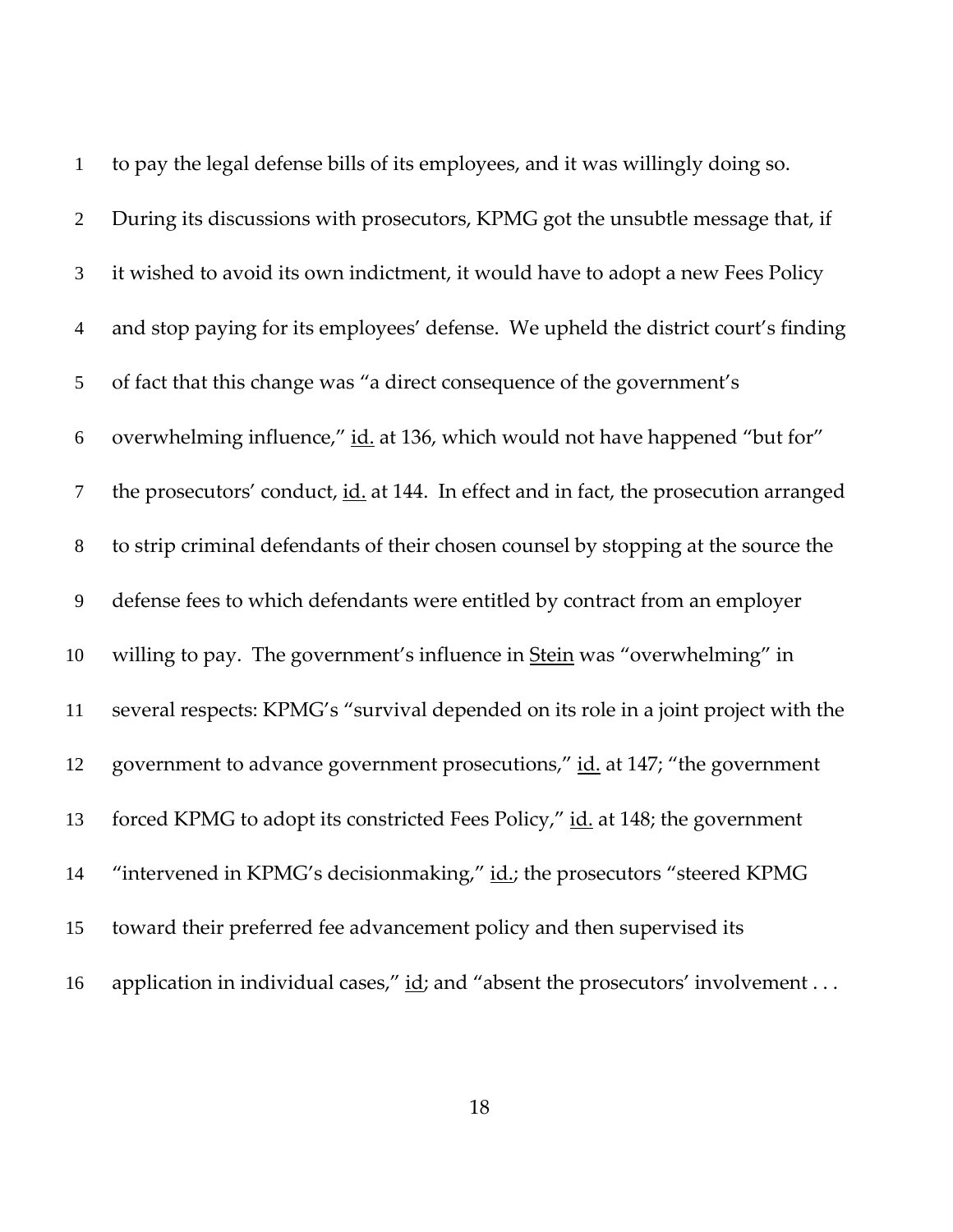to pay the legal defense bills of its employees, and it was willingly doing so. During its discussions with prosecutors, KPMG got the unsubtle message that, if it wished to avoid its own indictment, it would have to adopt a new Fees Policy and stop paying for its employees' defense. We upheld the district court's finding of fact that this change was "a direct consequence of the government's overwhelming influence," id. at 136, which would not have happened "but for" the prosecutors' conduct, id. at 144. In effect and in fact, the prosecution arranged to strip criminal defendants of their chosen counsel by stopping at the source the defense fees to which defendants were entitled by contract from an employer willing to pay. The government's influence in Stein was "overwhelming" in several respects: KPMG's "survival depended on its role in a joint project with the government to advance government prosecutions," id. at 147; "the government forced KPMG to adopt its constricted Fees Policy," id. at 148; the government "intervened in KPMG's decisionmaking," id.; the prosecutors "steered KPMG toward their preferred fee advancement policy and then supervised its application in individual cases," id; and "absent the prosecutors' involvement . . .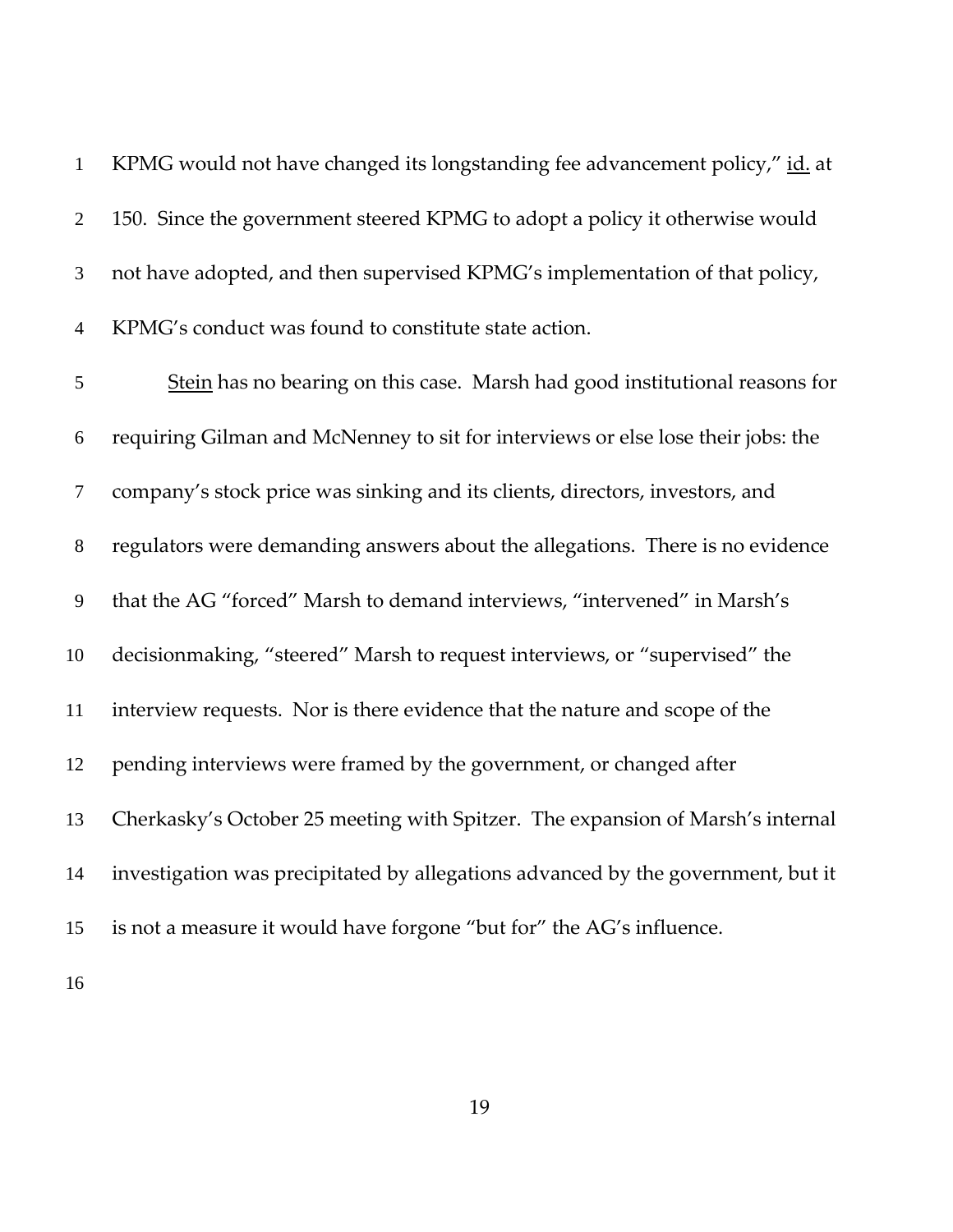KPMG would not have changed its longstanding fee advancement policy," id. at 150. Since the government steered KPMG to adopt a policy it otherwise would not have adopted, and then supervised KPMG's implementation of that policy, KPMG's conduct was found to constitute state action.

Stein has no bearing on this case. Marsh had good institutional reasons for requiring Gilman and McNenney to sit for interviews or else lose their jobs: the company's stock price was sinking and its clients, directors, investors, and regulators were demanding answers about the allegations. There is no evidence that the AG "forced" Marsh to demand interviews, "intervened" in Marsh's decisionmaking, "steered" Marsh to request interviews, or "supervised" the interview requests. Nor is there evidence that the nature and scope of the pending interviews were framed by the government, or changed after Cherkasky's October 25 meeting with Spitzer. The expansion of Marsh's internal investigation was precipitated by allegations advanced by the government, but it is not a measure it would have forgone "but for" the AG's influence.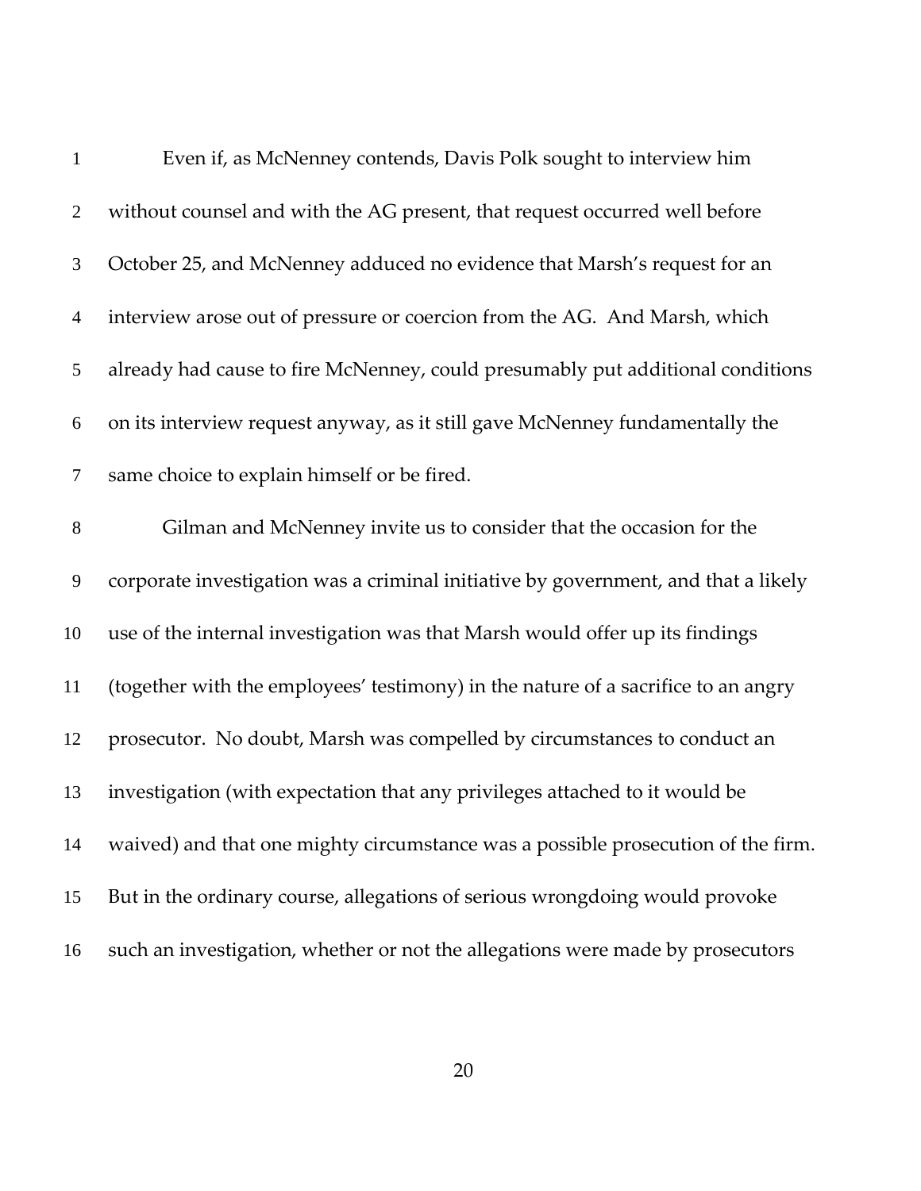Even if, as McNenney contends, Davis Polk sought to interview him without counsel and with the AG present, that request occurred well before October 25, and McNenney adduced no evidence that Marsh's request for an interview arose out of pressure or coercion from the AG. And Marsh, which already had cause to fire McNenney, could presumably put additional conditions on its interview request anyway, as it still gave McNenney fundamentally the same choice to explain himself or be fired.

Gilman and McNenney invite us to consider that the occasion for the corporate investigation was a criminal initiative by government, and that a likely use of the internal investigation was that Marsh would offer up its findings (together with the employees' testimony) in the nature of a sacrifice to an angry prosecutor. No doubt, Marsh was compelled by circumstances to conduct an investigation (with expectation that any privileges attached to it would be waived) and that one mighty circumstance was a possible prosecution of the firm. But in the ordinary course, allegations of serious wrongdoing would provoke such an investigation, whether or not the allegations were made by prosecutors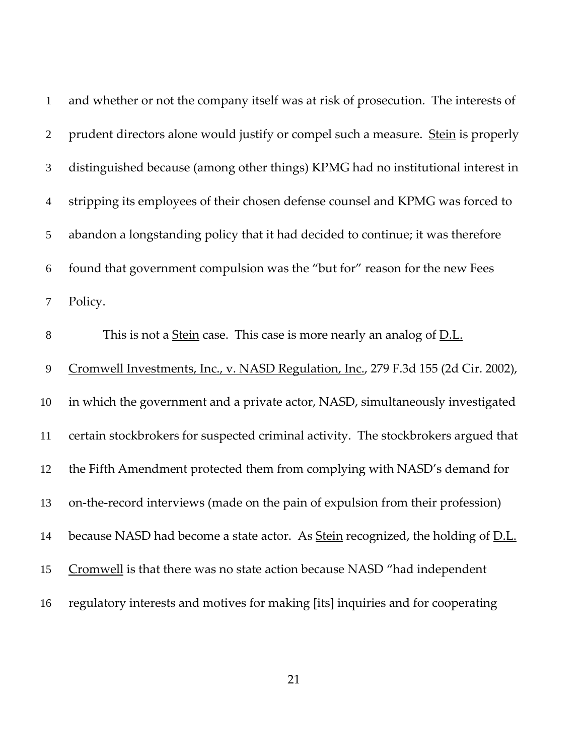and whether or not the company itself was at risk of prosecution. The interests of prudent directors alone would justify or compel such a measure. Stein is properly distinguished because (among other things) KPMG had no institutional interest in stripping its employees of their chosen defense counsel and KPMG was forced to abandon a longstanding policy that it had decided to continue; it was therefore found that government compulsion was the "but for" reason for the new Fees Policy.

This is not a Stein case. This case is more nearly an analog of D.L. Cromwell Investments, Inc., v. NASD Regulation, Inc., 279 F.3d 155 (2d Cir. 2002), in which the government and a private actor, NASD, simultaneously investigated certain stockbrokers for suspected criminal activity. The stockbrokers argued that the Fifth Amendment protected them from complying with NASD's demand for on-the-record interviews (made on the pain of expulsion from their profession) because NASD had become a state actor. As Stein recognized, the holding of D.L. Cromwell is that there was no state action because NASD "had independent regulatory interests and motives for making [its] inquiries and for cooperating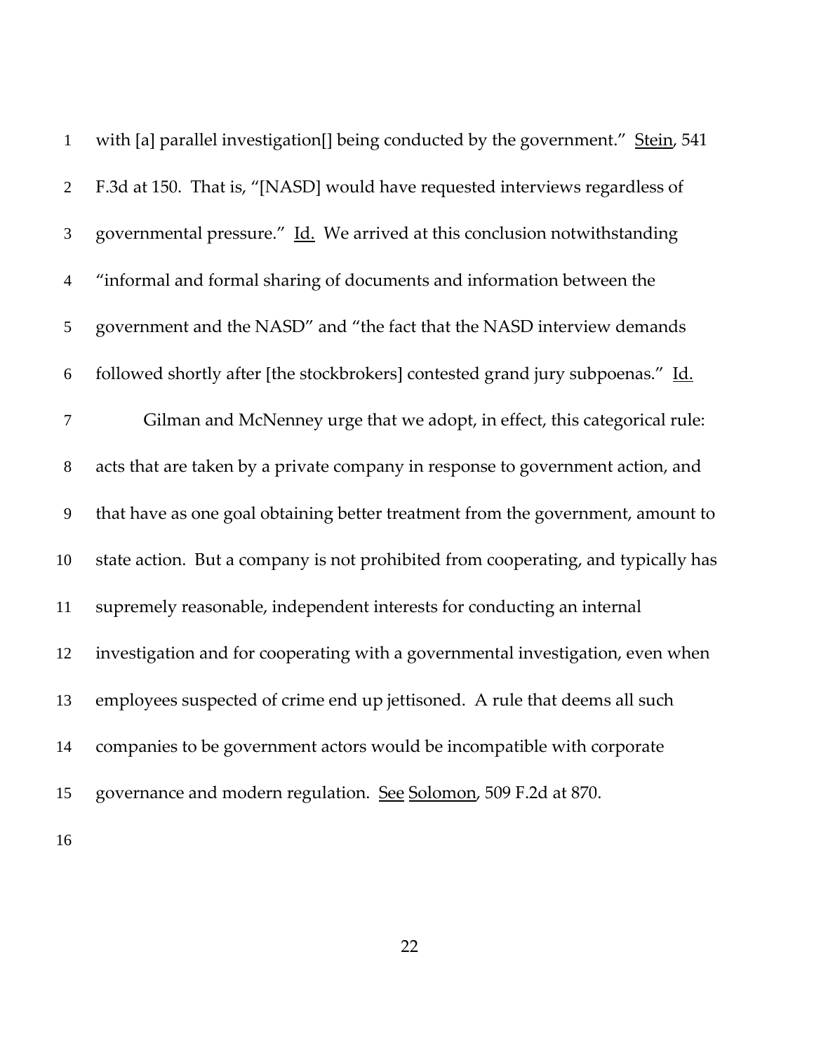with [a] parallel investigation[] being conducted by the government." Stein, 541 F.3d at 150. That is, "[NASD] would have requested interviews regardless of governmental pressure." Id. We arrived at this conclusion notwithstanding "informal and formal sharing of documents and information between the government and the NASD" and "the fact that the NASD interview demands followed shortly after [the stockbrokers] contested grand jury subpoenas." Id.

Gilman and McNenney urge that we adopt, in effect, this categorical rule: acts that are taken by a private company in response to government action, and that have as one goal obtaining better treatment from the government, amount to state action. But a company is not prohibited from cooperating, and typically has supremely reasonable, independent interests for conducting an internal investigation and for cooperating with a governmental investigation, even when employees suspected of crime end up jettisoned. A rule that deems all such companies to be government actors would be incompatible with corporate governance and modern regulation. See Solomon, 509 F.2d at 870.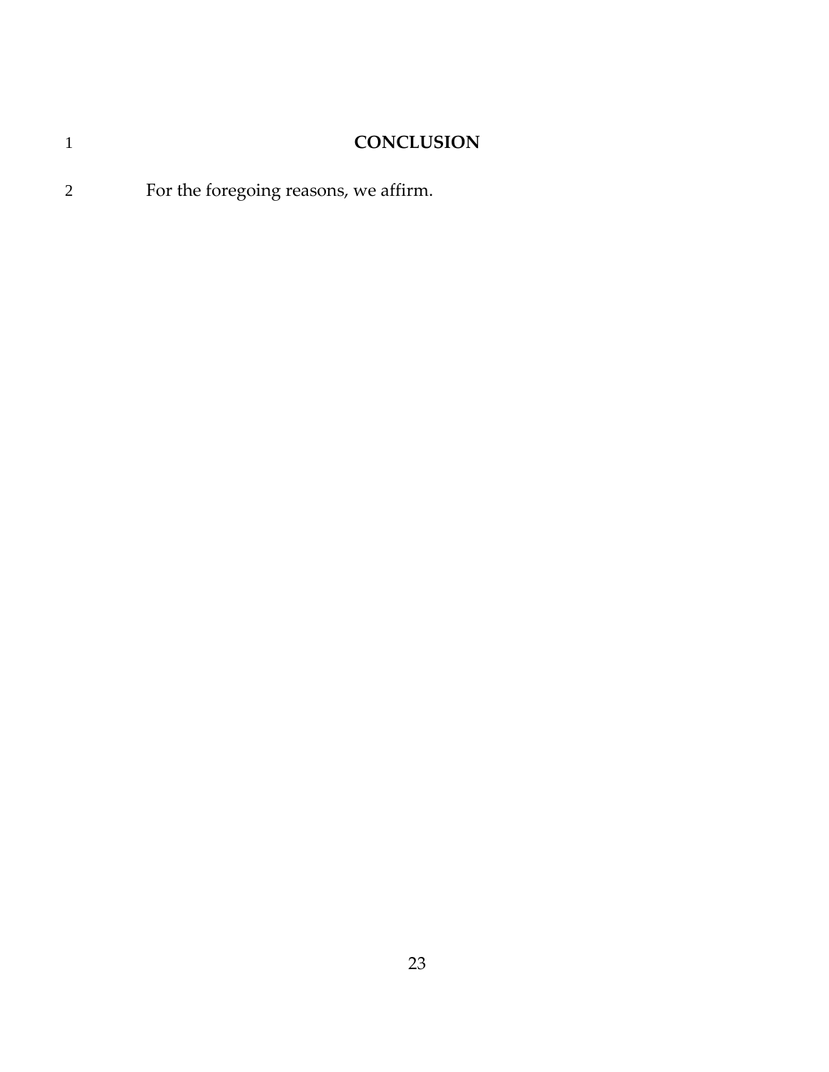## CONCLUSION

For the foregoing reasons, we affirm.